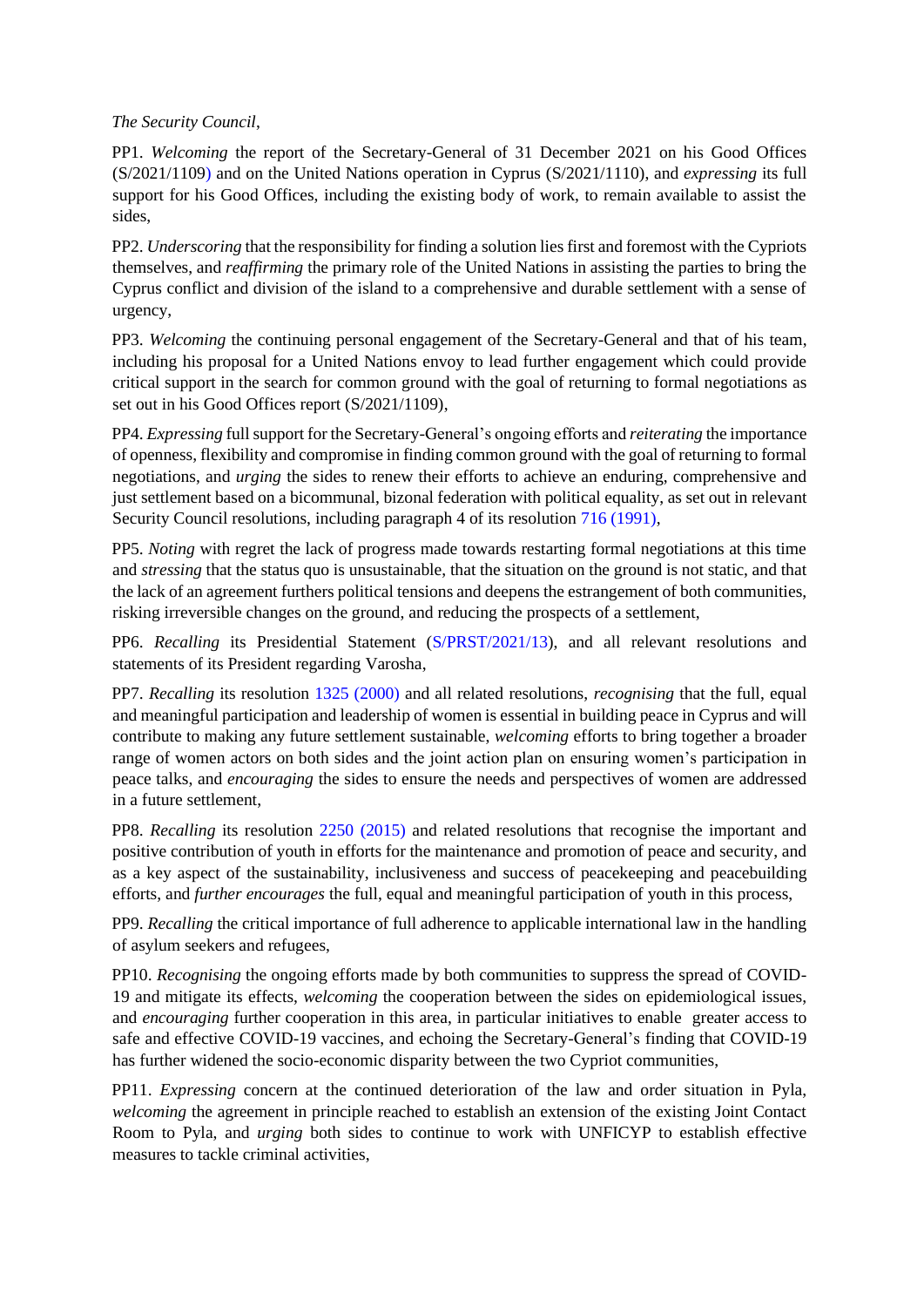*The Security Council*,

PP1. *Welcoming* the report of the Secretary-General of 31 December 2021 on his Good Offices (S/2021/1109) and on the United Nations operation in Cyprus (S/2021/1110), and *expressing* its full support for his Good Offices, including the existing body of work, to remain available to assist the sides,

PP2. *Underscoring* that the responsibility for finding a solution lies first and foremost with the Cypriots themselves, and *reaffirming* the primary role of the United Nations in assisting the parties to bring the Cyprus conflict and division of the island to a comprehensive and durable settlement with a sense of urgency,

PP3. *Welcoming* the continuing personal engagement of the Secretary-General and that of his team, including his proposal for a United Nations envoy to lead further engagement which could provide critical support in the search for common ground with the goal of returning to formal negotiations as set out in his Good Offices report (S/2021/1109),

PP4. *Expressing* full support for the Secretary-General's ongoing efforts and *reiterating* the importance of openness, flexibility and compromise in finding common ground with the goal of returning to formal negotiations, and *urging* the sides to renew their efforts to achieve an enduring, comprehensive and just settlement based on a bicommunal, bizonal federation with political equality, as set out in relevant Security Council resolutions, including paragraph 4 of its resolution 716 (1991),

PP5. *Noting* with regret the lack of progress made towards restarting formal negotiations at this time and *stressing* that the status quo is unsustainable, that the situation on the ground is not static, and that the lack of an agreement furthers political tensions and deepens the estrangement of both communities, risking irreversible changes on the ground, and reducing the prospects of a settlement,

PP6. *Recalling* its Presidential Statement (S/PRST/2021/13), and all relevant resolutions and statements of its President regarding Varosha,

PP7. *Recalling* its resolution 1325 (2000) and all related resolutions, *recognising* that the full, equal and meaningful participation and leadership of women is essential in building peace in Cyprus and will contribute to making any future settlement sustainable, *welcoming* efforts to bring together a broader range of women actors on both sides and the joint action plan on ensuring women's participation in peace talks, and *encouraging* the sides to ensure the needs and perspectives of women are addressed in a future settlement,

PP8. *Recalling* its resolution 2250 (2015) and related resolutions that recognise the important and positive contribution of youth in efforts for the maintenance and promotion of peace and security, and as a key aspect of the sustainability, inclusiveness and success of peacekeeping and peacebuilding efforts, and *further encourages* the full, equal and meaningful participation of youth in this process,

PP9. *Recalling* the critical importance of full adherence to applicable international law in the handling of asylum seekers and refugees,

PP10. *Recognising* the ongoing efforts made by both communities to suppress the spread of COVID-19 and mitigate its effects, *welcoming* the cooperation between the sides on epidemiological issues, and *encouraging* further cooperation in this area, in particular initiatives to enable greater access to safe and effective COVID-19 vaccines, and echoing the Secretary-General's finding that COVID-19 has further widened the socio-economic disparity between the two Cypriot communities,

PP11. *Expressing* concern at the continued deterioration of the law and order situation in Pyla, *welcoming* the agreement in principle reached to establish an extension of the existing Joint Contact Room to Pyla, and *urging* both sides to continue to work with UNFICYP to establish effective measures to tackle criminal activities,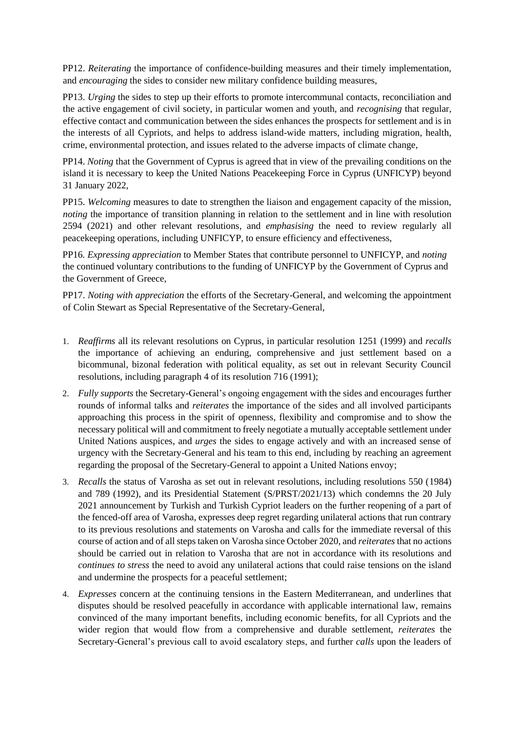PP12. *Reiterating* the importance of confidence-building measures and their timely implementation, and *encouraging* the sides to consider new military confidence building measures,

PP13. *Urging* the sides to step up their efforts to promote intercommunal contacts, reconciliation and the active engagement of civil society, in particular women and youth, and *recognising* that regular, effective contact and communication between the sides enhances the prospects for settlement and is in the interests of all Cypriots, and helps to address island-wide matters, including migration, health, crime, environmental protection, and issues related to the adverse impacts of climate change,

PP14. *Noting* that the Government of Cyprus is agreed that in view of the prevailing conditions on the island it is necessary to keep the United Nations Peacekeeping Force in Cyprus (UNFICYP) beyond 31 January 2022,

PP15. *Welcoming* measures to date to strengthen the liaison and engagement capacity of the mission, *noting* the importance of transition planning in relation to the settlement and in line with resolution 2594 (2021) and other relevant resolutions, and *emphasising* the need to review regularly all peacekeeping operations, including UNFICYP, to ensure efficiency and effectiveness,

PP16. *Expressing appreciation* to Member States that contribute personnel to UNFICYP, and *noting* the continued voluntary contributions to the funding of UNFICYP by the Government of Cyprus and the Government of Greece,

PP17. *Noting with appreciation* the efforts of the Secretary-General, and welcoming the appointment of Colin Stewart as Special Representative of the Secretary-General,

1. *Reaffirms* all its relevant resolutions on Cyprus, in particular resolution 1251 (1999) and *recalls* the importance of achieving an enduring, comprehensive and just settlement based on a bicommunal, bizonal federation with political equality, as set out in relevant Security Council resolutions, including paragraph 4 of its resolution 716 (1991);

2. *Fully supports* the Secretary-General's ongoing engagement with the sides and encourages further rounds of informal talks and *reiterates* the importance of the sides and all involved participants approaching this process in the spirit of openness, flexibility and compromise and to show the necessary political will and commitment to freely negotiate a mutually acceptable settlement under United Nations auspices, and *urges* the sides to engage actively and with an increased sense of urgency with the Secretary-General and his team to this end, including by reaching an agreement regarding the proposal of the Secretary-General to appoint a United Nations envoy;

3. *Recalls* the status of Varosha as set out in relevant resolutions, including resolutions 550 (1984) and 789 (1992), and its Presidential Statement (S/PRST/2021/13) which condemns the 20 July 2021 announcement by Turkish and Turkish Cypriot leaders on the further reopening of a part of the fenced-off area of Varosha, expresses deep regret regarding unilateral actions that run contrary to its previous resolutions and statements on Varosha and calls for the immediate reversal of this course of action and of all steps taken on Varosha since October 2020, and *reiterates* that no actions should be carried out in relation to Varosha that are not in accordance with its resolutions and *continues to stress* the need to avoid any unilateral actions that could raise tensions on the island and undermine the prospects for a peaceful settlement;

4. *Expresses* concern at the continuing tensions in the Eastern Mediterranean, and underlines that disputes should be resolved peacefully in accordance with applicable international law, remains convinced of the many important benefits, including economic benefits, for all Cypriots and the wider region that would flow from a comprehensive and durable settlement, *reiterates* the Secretary-General's previous call to avoid escalatory steps, and further *calls* upon the leaders of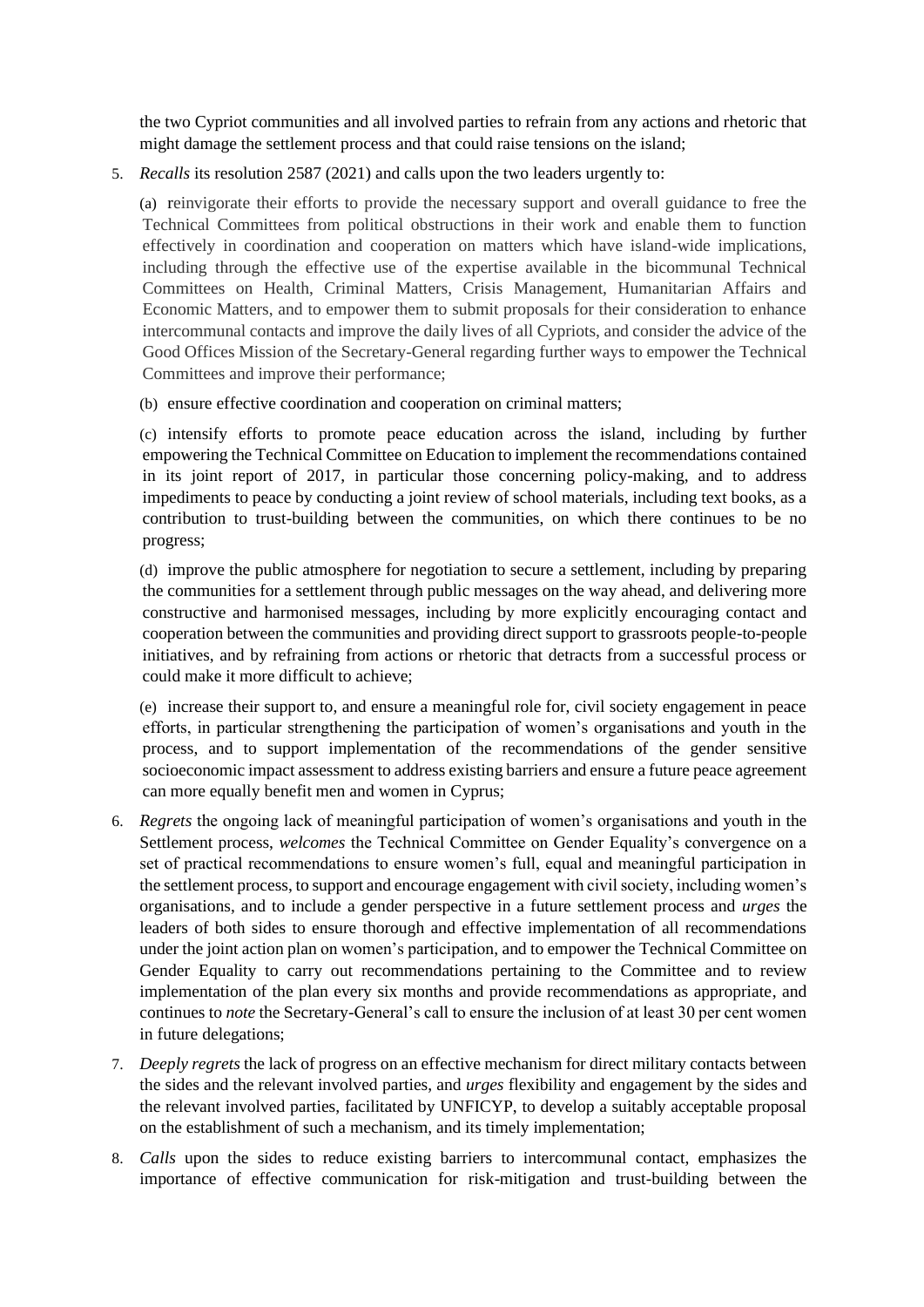the two Cypriot communities and all involved parties to refrain from any actions and rhetoric that might damage the settlement process and that could raise tensions on the island;

5. *Recalls* its resolution 2587 (2021) and calls upon the two leaders urgently to:

   (a) reinvigorate their efforts to provide the necessary support and overall guidance to free the Technical Committees from political obstructions in their work and enable them to function effectively in coordination and cooperation on matters which have island-wide implications, including through the effective use of the expertise available in the bicommunal Technical Committees on Health, Criminal Matters, Crisis Management, Humanitarian Affairs and Economic Matters, and to empower them to submit proposals for their consideration to enhance intercommunal contacts and improve the daily lives of all Cypriots, and consider the advice of the Good Offices Mission of the Secretary-General regarding further ways to empower the Technical Committees and improve their performance;

   (b) ensure effective coordination and cooperation on criminal matters;

   (c) intensify efforts to promote peace education across the island, including by further empowering the Technical Committee on Education to implement the recommendations contained in its joint report of 2017, in particular those concerning policy-making, and to address impediments to peace by conducting a joint review of school materials, including text books, as a contribution to trust-building between the communities, on which there continues to be no progress;

   (d) improve the public atmosphere for negotiation to secure a settlement, including by preparing the communities for a settlement through public messages on the way ahead, and delivering more constructive and harmonised messages, including by more explicitly encouraging contact and cooperation between the communities and providing direct support to grassroots people-to-people initiatives, and by refraining from actions or rhetoric that detracts from a successful process or could make it more difficult to achieve;

   (e) increase their support to, and ensure a meaningful role for, civil society engagement in peace efforts, in particular strengthening the participation of women's organisations and youth in the process, and to support implementation of the recommendations of the gender sensitive socioeconomic impact assessment to address existing barriers and ensure a future peace agreement can more equally benefit men and women in Cyprus;

6. *Regrets* the ongoing lack of meaningful participation of women's organisations and youth in the Settlement process, *welcomes* the Technical Committee on Gender Equality's convergence on a set of practical recommendations to ensure women's full, equal and meaningful participation in the settlement process, to support and encourage engagement with civil society, including women's organisations, and to include a gender perspective in a future settlement process and *urges* the leaders of both sides to ensure thorough and effective implementation of all recommendations under the joint action plan on women's participation, and to empower the Technical Committee on Gender Equality to carry out recommendations pertaining to the Committee and to review implementation of the plan every six months and provide recommendations as appropriate, and continues to *note* the Secretary-General's call to ensure the inclusion of at least 30 per cent women in future delegations;

7. *Deeply regrets* the lack of progress on an effective mechanism for direct military contacts between the sides and the relevant involved parties, and *urges* flexibility and engagement by the sides and the relevant involved parties, facilitated by UNFICYP, to develop a suitably acceptable proposal on the establishment of such a mechanism, and its timely implementation;

8. *Calls* upon the sides to reduce existing barriers to intercommunal contact, emphasizes the importance of effective communication for risk-mitigation and trust-building between the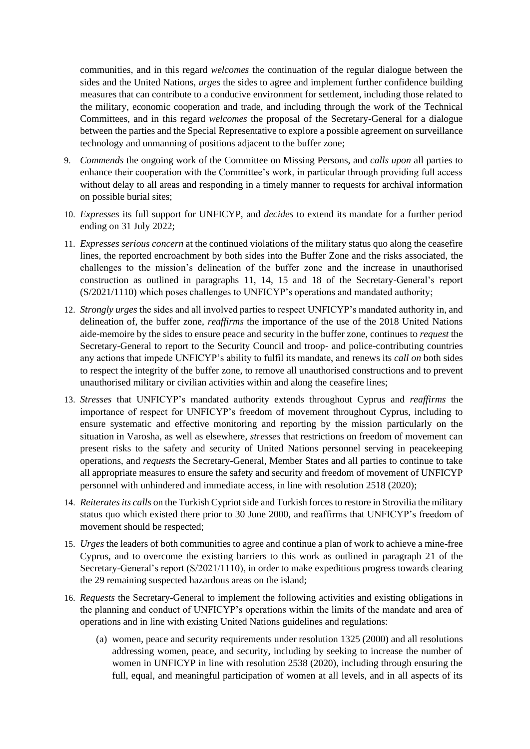communities, and in this regard *welcomes* the continuation of the regular dialogue between the sides and the United Nations, *urges* the sides to agree and implement further confidence building measures that can contribute to a conducive environment for settlement, including those related to the military, economic cooperation and trade, and including through the work of the Technical Committees, and in this regard *welcomes* the proposal of the Secretary-General for a dialogue between the parties and the Special Representative to explore a possible agreement on surveillance technology and unmanning of positions adjacent to the buffer zone;

9. *Commends* the ongoing work of the Committee on Missing Persons, and *calls upon* all parties to enhance their cooperation with the Committee's work, in particular through providing full access without delay to all areas and responding in a timely manner to requests for archival information on possible burial sites;

10. *Expresses* its full support for UNFICYP, and *decides* to extend its mandate for a further period ending on 31 July 2022;

11. *Expresses serious concern* at the continued violations of the military status quo along the ceasefire lines, the reported encroachment by both sides into the Buffer Zone and the risks associated, the challenges to the mission's delineation of the buffer zone and the increase in unauthorised construction as outlined in paragraphs 11, 14, 15 and 18 of the Secretary-General's report (S/2021/1110) which poses challenges to UNFICYP's operations and mandated authority;

12. *Strongly urges* the sides and all involved parties to respect UNFICYP's mandated authority in, and delineation of, the buffer zone, *reaffirms* the importance of the use of the 2018 United Nations aide-memoire by the sides to ensure peace and security in the buffer zone, continues to *request* the Secretary-General to report to the Security Council and troop- and police-contributing countries any actions that impede UNFICYP's ability to fulfil its mandate, and renews its *call on* both sides to respect the integrity of the buffer zone, to remove all unauthorised constructions and to prevent unauthorised military or civilian activities within and along the ceasefire lines;

13. *Stresses* that UNFICYP's mandated authority extends throughout Cyprus and *reaffirms* the importance of respect for UNFICYP's freedom of movement throughout Cyprus, including to ensure systematic and effective monitoring and reporting by the mission particularly on the situation in Varosha, as well as elsewhere, *stresses* that restrictions on freedom of movement can present risks to the safety and security of United Nations personnel serving in peacekeeping operations, and *requests* the Secretary-General, Member States and all parties to continue to take all appropriate measures to ensure the safety and security and freedom of movement of UNFICYP personnel with unhindered and immediate access, in line with resolution 2518 (2020);

14. *Reiterates its calls* on the Turkish Cypriot side and Turkish forces to restore in Strovilia the military status quo which existed there prior to 30 June 2000, and reaffirms that UNFICYP's freedom of movement should be respected;

15. *Urges* the leaders of both communities to agree and continue a plan of work to achieve a mine-free Cyprus, and to overcome the existing barriers to this work as outlined in paragraph 21 of the Secretary-General's report (S/2021/1110), in order to make expeditious progress towards clearing the 29 remaining suspected hazardous areas on the island;

16. *Requests* the Secretary-General to implement the following activities and existing obligations in the planning and conduct of UNFICYP's operations within the limits of the mandate and area of operations and in line with existing United Nations guidelines and regulations:

    (a) women, peace and security requirements under resolution 1325 (2000) and all resolutions addressing women, peace, and security, including by seeking to increase the number of women in UNFICYP in line with resolution 2538 (2020), including through ensuring the full, equal, and meaningful participation of women at all levels, and in all aspects of its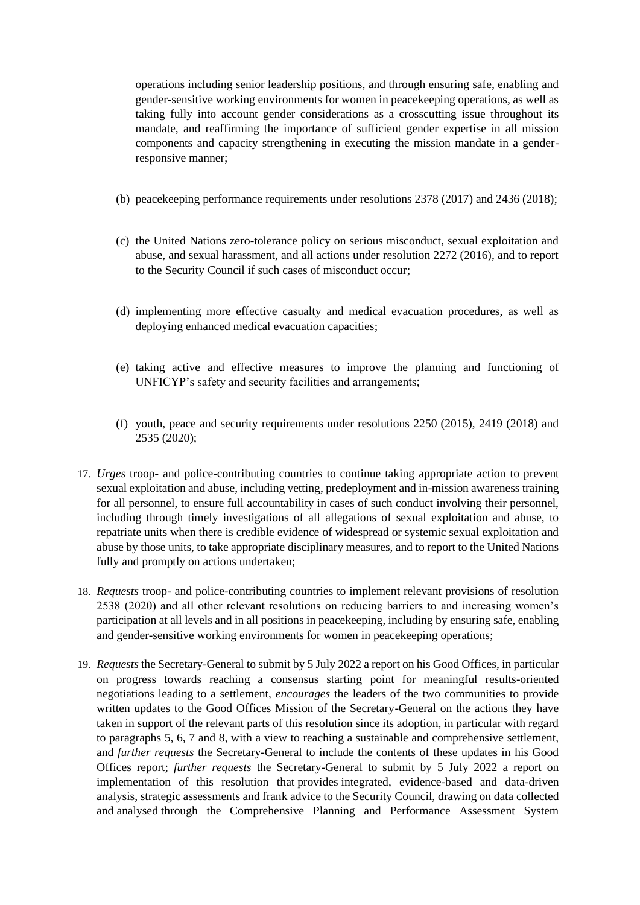operations including senior leadership positions, and through ensuring safe, enabling and gender-sensitive working environments for women in peacekeeping operations, as well as taking fully into account gender considerations as a crosscutting issue throughout its mandate, and reaffirming the importance of sufficient gender expertise in all mission components and capacity strengthening in executing the mission mandate in a gender-responsive manner;

(b) peacekeeping performance requirements under resolutions 2378 (2017) and 2436 (2018);

(c) the United Nations zero-tolerance policy on serious misconduct, sexual exploitation and abuse, and sexual harassment, and all actions under resolution 2272 (2016), and to report to the Security Council if such cases of misconduct occur;

(d) implementing more effective casualty and medical evacuation procedures, as well as deploying enhanced medical evacuation capacities;

(e) taking active and effective measures to improve the planning and functioning of UNFICYP's safety and security facilities and arrangements;

(f) youth, peace and security requirements under resolutions 2250 (2015), 2419 (2018) and 2535 (2020);

17. *Urges* troop- and police-contributing countries to continue taking appropriate action to prevent sexual exploitation and abuse, including vetting, predeployment and in-mission awareness training for all personnel, to ensure full accountability in cases of such conduct involving their personnel, including through timely investigations of all allegations of sexual exploitation and abuse, to repatriate units when there is credible evidence of widespread or systemic sexual exploitation and abuse by those units, to take appropriate disciplinary measures, and to report to the United Nations fully and promptly on actions undertaken;

18. *Requests* troop- and police-contributing countries to implement relevant provisions of resolution 2538 (2020) and all other relevant resolutions on reducing barriers to and increasing women's participation at all levels and in all positions in peacekeeping, including by ensuring safe, enabling and gender-sensitive working environments for women in peacekeeping operations;

19. *Requests* the Secretary-General to submit by 5 July 2022 a report on his Good Offices, in particular on progress towards reaching a consensus starting point for meaningful results-oriented negotiations leading to a settlement, *encourages* the leaders of the two communities to provide written updates to the Good Offices Mission of the Secretary-General on the actions they have taken in support of the relevant parts of this resolution since its adoption, in particular with regard to paragraphs 5, 6, 7 and 8, with a view to reaching a sustainable and comprehensive settlement, and *further requests* the Secretary-General to include the contents of these updates in his Good Offices report; *further requests* the Secretary-General to submit by 5 July 2022 a report on implementation of this resolution that provides integrated, evidence-based and data-driven analysis, strategic assessments and frank advice to the Security Council, drawing on data collected and analysed through the Comprehensive Planning and Performance Assessment System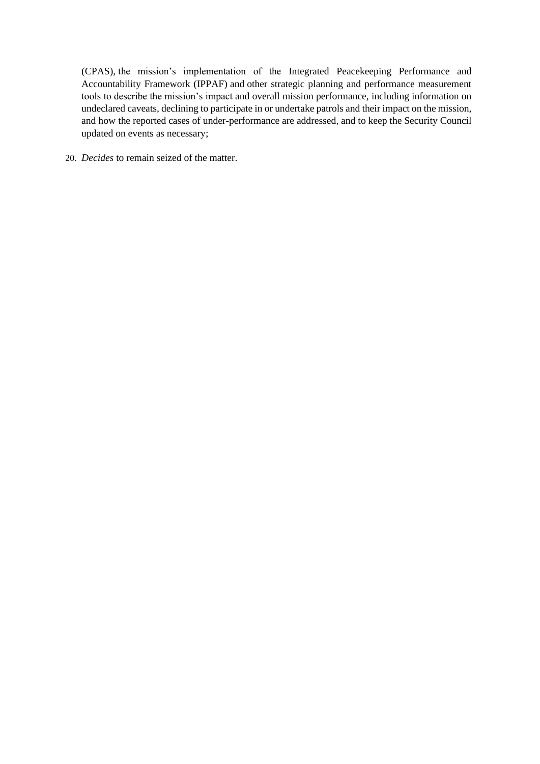(CPAS), the mission's implementation of the Integrated Peacekeeping Performance and Accountability Framework (IPPAF) and other strategic planning and performance measurement tools to describe the mission's impact and overall mission performance, including information on undeclared caveats, declining to participate in or undertake patrols and their impact on the mission, and how the reported cases of under-performance are addressed, and to keep the Security Council updated on events as necessary;

20. *Decides* to remain seized of the matter.